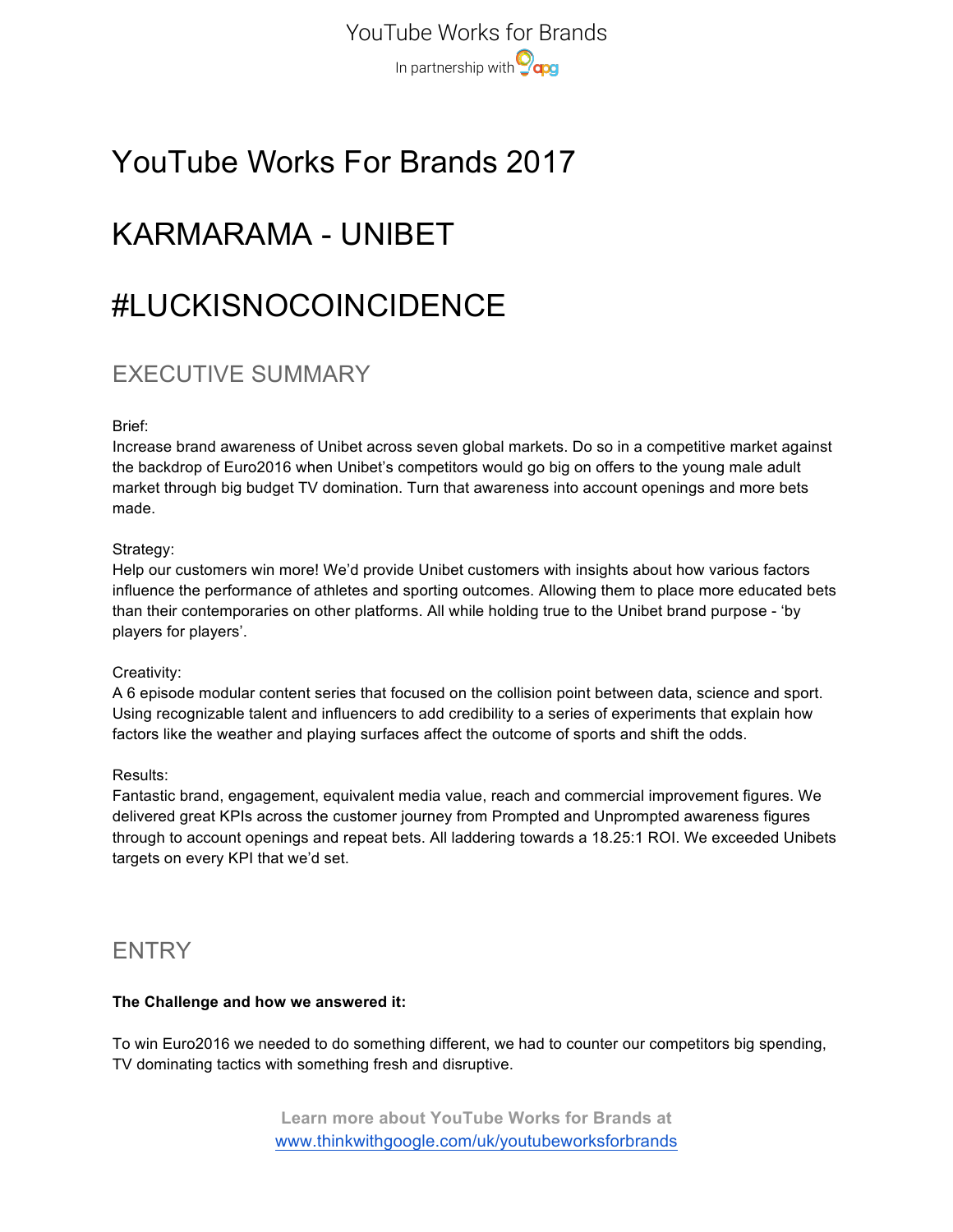# YouTube Works For Brands 2017

# KARMARAMA - UNIBET

# #LUCKISNOCOINCIDENCE

## EXECUTIVE SUMMARY

Brief:
Increase brand awareness of Unibet across seven global markets. Do so in a competitive market against the backdrop of Euro2016 when Unibet's competitors would go big on offers to the young male adult market through big budget TV domination. Turn that awareness into account openings and more bets made.

Strategy:
Help our customers win more! We'd provide Unibet customers with insights about how various factors influence the performance of athletes and sporting outcomes. Allowing them to place more educated bets than their contemporaries on other platforms. All while holding true to the Unibet brand purpose - 'by players for players'.

Creativity:
A 6 episode modular content series that focused on the collision point between data, science and sport. Using recognizable talent and influencers to add credibility to a series of experiments that explain how factors like the weather and playing surfaces affect the outcome of sports and shift the odds.

Results:
Fantastic brand, engagement, equivalent media value, reach and commercial improvement figures. We delivered great KPIs across the customer journey from Prompted and Unprompted awareness figures through to account openings and repeat bets. All laddering towards a 18.25:1 ROI. We exceeded Unibets targets on every KPI that we'd set.

## ENTRY

**The Challenge and how we answered it:**

To win Euro2016 we needed to do something different, we had to counter our competitors big spending, TV dominating tactics with something fresh and disruptive.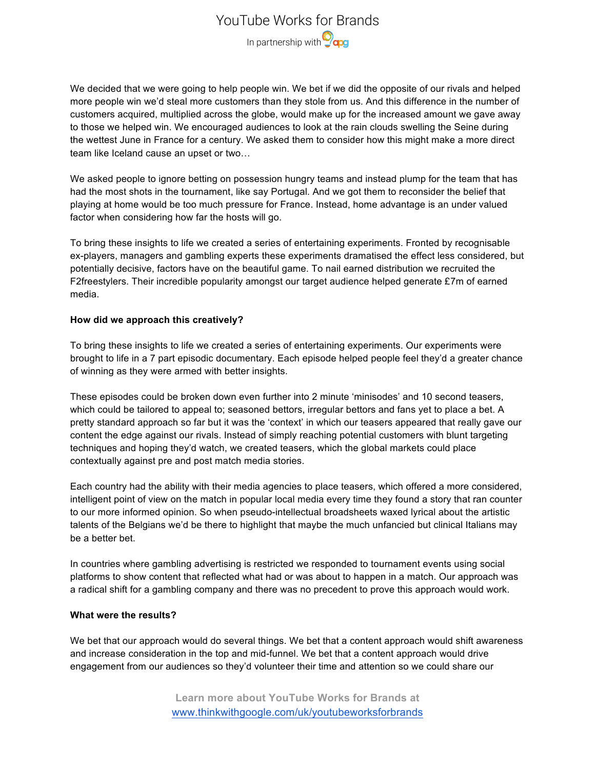We decided that we were going to help people win. We bet if we did the opposite of our rivals and helped more people win we'd steal more customers than they stole from us. And this difference in the number of customers acquired, multiplied across the globe, would make up for the increased amount we gave away to those we helped win. We encouraged audiences to look at the rain clouds swelling the Seine during the wettest June in France for a century. We asked them to consider how this might make a more direct team like Iceland cause an upset or two…

We asked people to ignore betting on possession hungry teams and instead plump for the team that has had the most shots in the tournament, like say Portugal. And we got them to reconsider the belief that playing at home would be too much pressure for France. Instead, home advantage is an under valued factor when considering how far the hosts will go.

To bring these insights to life we created a series of entertaining experiments. Fronted by recognisable ex-players, managers and gambling experts these experiments dramatised the effect less considered, but potentially decisive, factors have on the beautiful game. To nail earned distribution we recruited the F2freestylers. Their incredible popularity amongst our target audience helped generate £7m of earned media.

**How did we approach this creatively?**

To bring these insights to life we created a series of entertaining experiments. Our experiments were brought to life in a 7 part episodic documentary. Each episode helped people feel they'd a greater chance of winning as they were armed with better insights.

These episodes could be broken down even further into 2 minute 'minisodes' and 10 second teasers, which could be tailored to appeal to; seasoned bettors, irregular bettors and fans yet to place a bet. A pretty standard approach so far but it was the 'context' in which our teasers appeared that really gave our content the edge against our rivals. Instead of simply reaching potential customers with blunt targeting techniques and hoping they'd watch, we created teasers, which the global markets could place contextually against pre and post match media stories.

Each country had the ability with their media agencies to place teasers, which offered a more considered, intelligent point of view on the match in popular local media every time they found a story that ran counter to our more informed opinion. So when pseudo-intellectual broadsheets waxed lyrical about the artistic talents of the Belgians we'd be there to highlight that maybe the much unfancied but clinical Italians may be a better bet.

In countries where gambling advertising is restricted we responded to tournament events using social platforms to show content that reflected what had or was about to happen in a match. Our approach was a radical shift for a gambling company and there was no precedent to prove this approach would work.

**What were the results?**

We bet that our approach would do several things. We bet that a content approach would shift awareness and increase consideration in the top and mid-funnel. We bet that a content approach would drive engagement from our audiences so they'd volunteer their time and attention so we could share our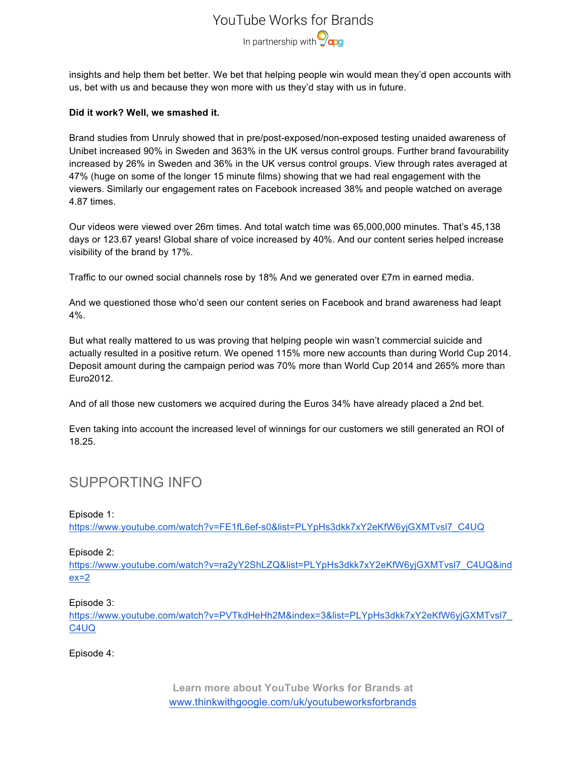insights and help them bet better. We bet that helping people win would mean they'd open accounts with us, bet with us and because they won more with us they'd stay with us in future.

**Did it work? Well, we smashed it.**

Brand studies from Unruly showed that in pre/post-exposed/non-exposed testing unaided awareness of Unibet increased 90% in Sweden and 363% in the UK versus control groups. Further brand favourability increased by 26% in Sweden and 36% in the UK versus control groups. View through rates averaged at 47% (huge on some of the longer 15 minute films) showing that we had real engagement with the viewers. Similarly our engagement rates on Facebook increased 38% and people watched on average 4.87 times.

Our videos were viewed over 26m times. And total watch time was 65,000,000 minutes. That's 45,138 days or 123.67 years! Global share of voice increased by 40%. And our content series helped increase visibility of the brand by 17%.

Traffic to our owned social channels rose by 18% And we generated over £7m in earned media.

And we questioned those who'd seen our content series on Facebook and brand awareness had leapt 4%.

But what really mattered to us was proving that helping people win wasn't commercial suicide and actually resulted in a positive return. We opened 115% more new accounts than during World Cup 2014. Deposit amount during the campaign period was 70% more than World Cup 2014 and 265% more than Euro2012.

And of all those new customers we acquired during the Euros 34% have already placed a 2nd bet.

Even taking into account the increased level of winnings for our customers we still generated an ROI of 18.25.

## SUPPORTING INFO

Episode 1:
https://www.youtube.com/watch?v=FE1fL6ef-s0&list=PLYpHs3dkk7xY2eKfW6yjGXMTvsl7_C4UQ

Episode 2:
https://www.youtube.com/watch?v=ra2yY2ShLZQ&list=PLYpHs3dkk7xY2eKfW6yjGXMTvsl7_C4UQ&index=2

Episode 3:
https://www.youtube.com/watch?v=PVTkdHeHh2M&index=3&list=PLYpHs3dkk7xY2eKfW6yjGXMTvsl7_C4UQ

Episode 4: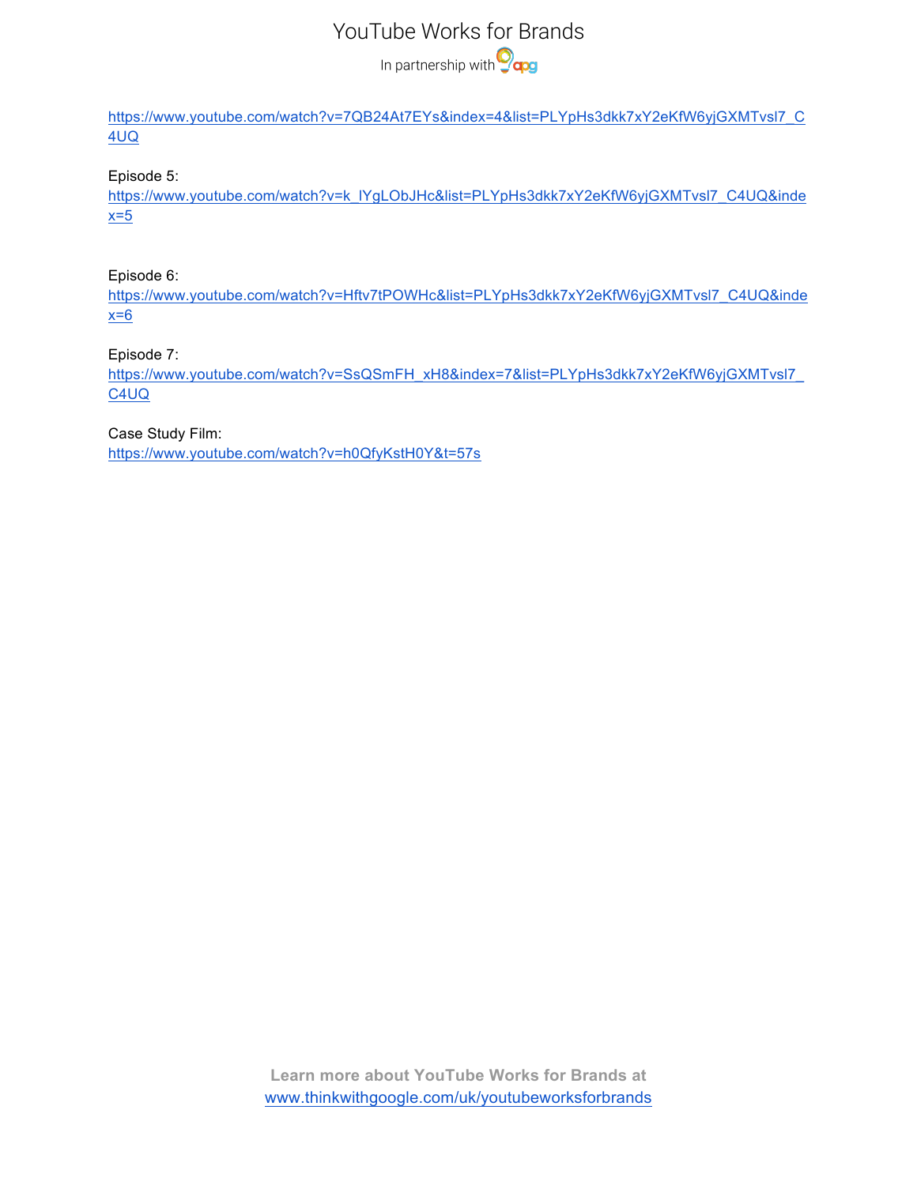https://www.youtube.com/watch?v=7QB24At7EYs&index=4&list=PLYpHs3dkk7xY2eKfW6yjGXMTvsl7_C4UQ

Episode 5:
https://www.youtube.com/watch?v=k_lYgLObJHc&list=PLYpHs3dkk7xY2eKfW6yjGXMTvsl7_C4UQ&index=5

Episode 6:
https://www.youtube.com/watch?v=Hftv7tPOWHc&list=PLYpHs3dkk7xY2eKfW6yjGXMTvsl7_C4UQ&index=6

Episode 7:
https://www.youtube.com/watch?v=SsQSmFH_xH8&index=7&list=PLYpHs3dkk7xY2eKfW6yjGXMTvsl7_C4UQ

Case Study Film:
https://www.youtube.com/watch?v=h0QfyKstH0Y&t=57s

**Learn more about YouTube Works for Brands at**
www.thinkwithgoogle.com/uk/youtubeworksforbrands